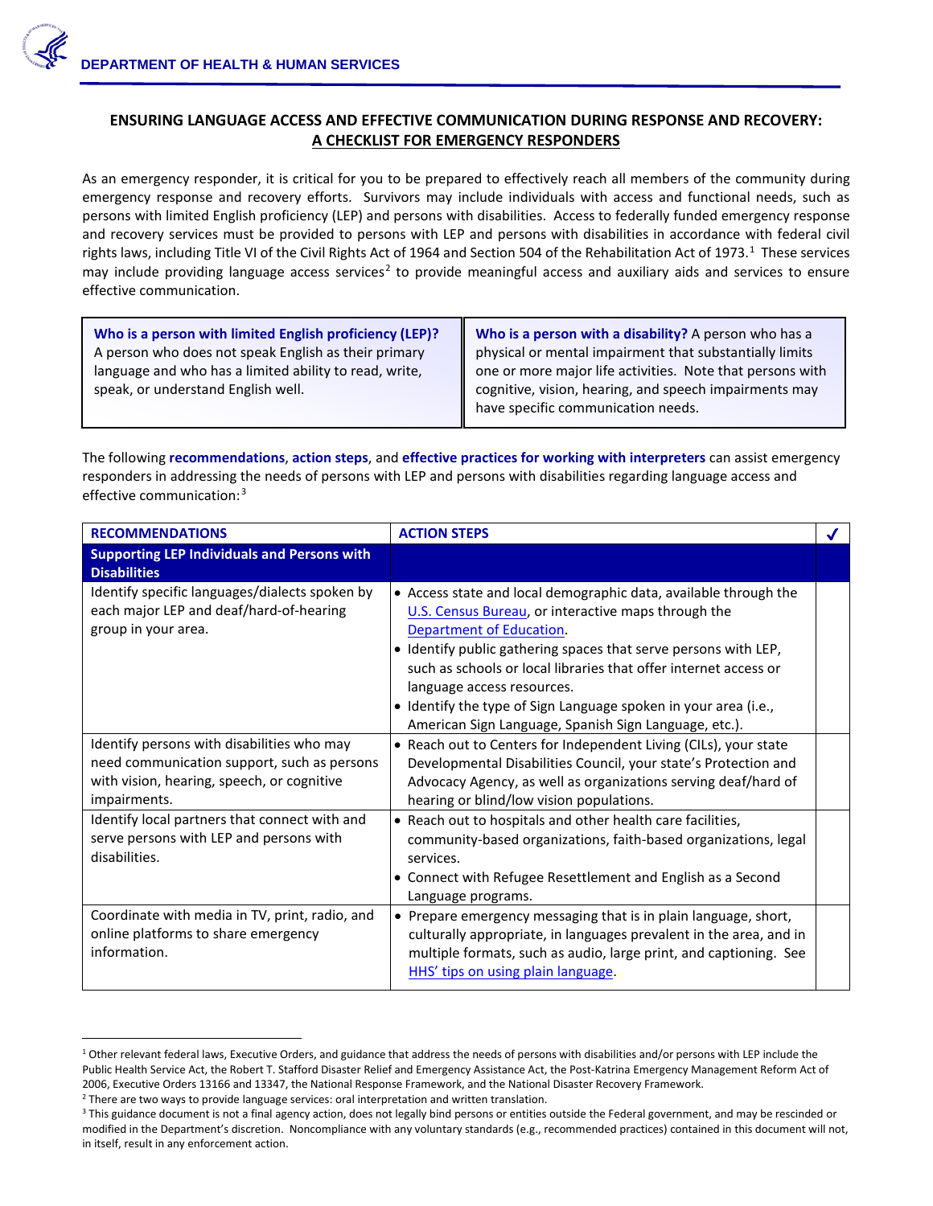DEPARTMENT OF HEALTH & HUMAN SERVICES

## ENSURING LANGUAGE ACCESS AND EFFECTIVE COMMUNICATION DURING RESPONSE AND RECOVERY: A CHECKLIST FOR EMERGENCY RESPONDERS

As an emergency responder, it is critical for you to be prepared to effectively reach all members of the community during emergency response and recovery efforts. Survivors may include individuals with access and functional needs, such as persons with limited English proficiency (LEP) and persons with disabilities. Access to federally funded emergency response and recovery services must be provided to persons with LEP and persons with disabilities in accordance with federal civil rights laws, including Title VI of the Civil Rights Act of 1964 and Section 504 of the Rehabilitation Act of 1973.[1] These services may include providing language access services[2] to provide meaningful access and auxiliary aids and services to ensure effective communication.

**Who is a person with limited English proficiency (LEP)?** A person who does not speak English as their primary language and who has a limited ability to read, write, speak, or understand English well.

**Who is a person with a disability?** A person who has a physical or mental impairment that substantially limits one or more major life activities. Note that persons with cognitive, vision, hearing, and speech impairments may have specific communication needs.

The following **recommendations**, **action steps**, and **effective practices for working with interpreters** can assist emergency responders in addressing the needs of persons with LEP and persons with disabilities regarding language access and effective communication:[3]

| RECOMMENDATIONS | ACTION STEPS | ✓ |
|---|---|---|
| **Supporting LEP Individuals and Persons with Disabilities** | | |
| Identify specific languages/dialects spoken by each major LEP and deaf/hard-of-hearing group in your area. | • Access state and local demographic data, available through the U.S. Census Bureau, or interactive maps through the Department of Education.<br>• Identify public gathering spaces that serve persons with LEP, such as schools or local libraries that offer internet access or language access resources.<br>• Identify the type of Sign Language spoken in your area (i.e., American Sign Language, Spanish Sign Language, etc.). | |
| Identify persons with disabilities who may need communication support, such as persons with vision, hearing, speech, or cognitive impairments. | • Reach out to Centers for Independent Living (CILs), your state Developmental Disabilities Council, your state's Protection and Advocacy Agency, as well as organizations serving deaf/hard of hearing or blind/low vision populations. | |
| Identify local partners that connect with and serve persons with LEP and persons with disabilities. | • Reach out to hospitals and other health care facilities, community-based organizations, faith-based organizations, legal services.<br>• Connect with Refugee Resettlement and English as a Second Language programs. | |
| Coordinate with media in TV, print, radio, and online platforms to share emergency information. | • Prepare emergency messaging that is in plain language, short, culturally appropriate, in languages prevalent in the area, and in multiple formats, such as audio, large print, and captioning. See HHS' tips on using plain language. | |

[1] Other relevant federal laws, Executive Orders, and guidance that address the needs of persons with disabilities and/or persons with LEP include the Public Health Service Act, the Robert T. Stafford Disaster Relief and Emergency Assistance Act, the Post-Katrina Emergency Management Reform Act of 2006, Executive Orders 13166 and 13347, the National Response Framework, and the National Disaster Recovery Framework.

[2] There are two ways to provide language services: oral interpretation and written translation.

[3] This guidance document is not a final agency action, does not legally bind persons or entities outside the Federal government, and may be rescinded or modified in the Department's discretion. Noncompliance with any voluntary standards (e.g., recommended practices) contained in this document will not, in itself, result in any enforcement action.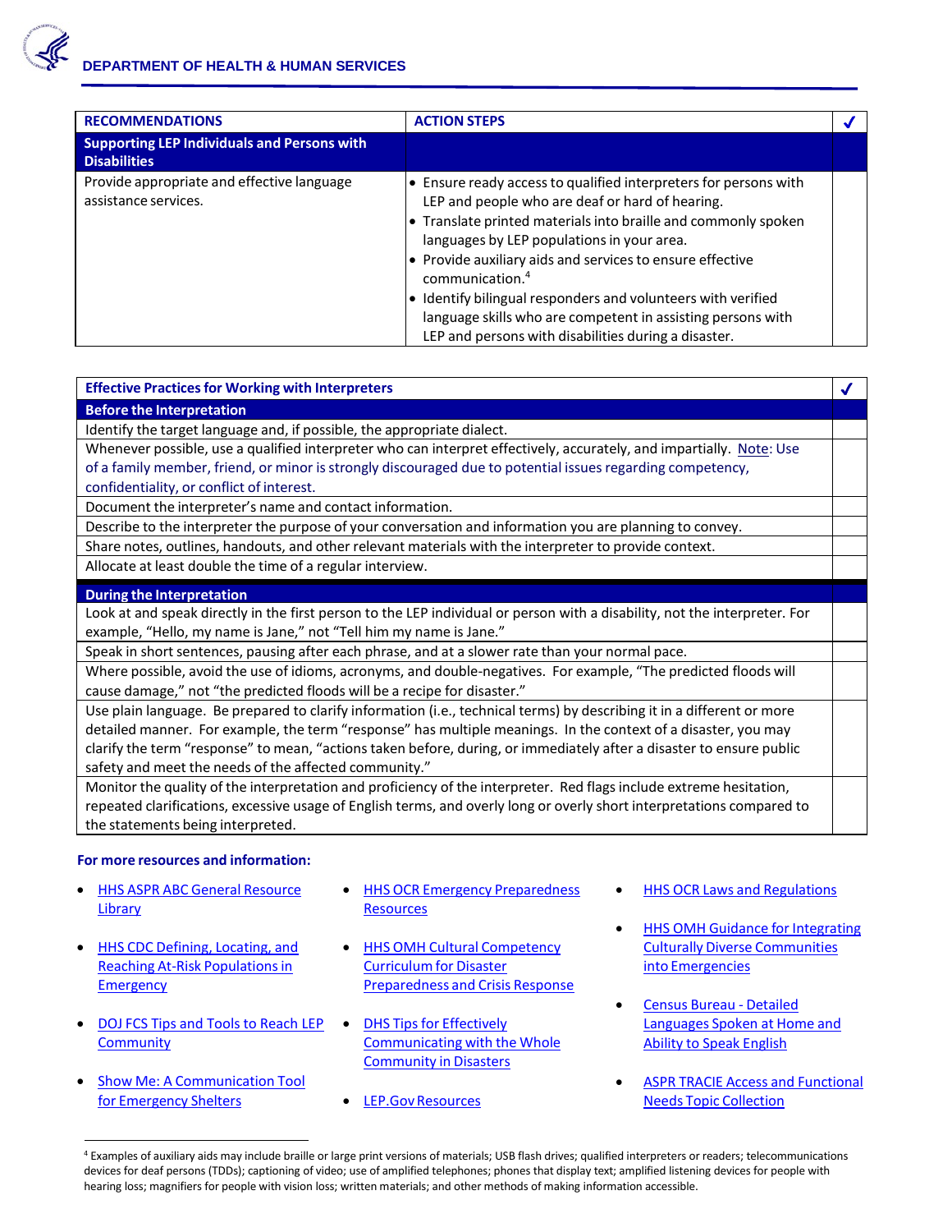| RECOMMENDATIONS | ACTION STEPS | ✓ |
|---|---|---|
| **Supporting LEP Individuals and Persons with Disabilities** | | |
| Provide appropriate and effective language assistance services. | • Ensure ready access to qualified interpreters for persons with LEP and people who are deaf or hard of hearing.<br>• Translate printed materials into braille and commonly spoken languages by LEP populations in your area.<br>• Provide auxiliary aids and services to ensure effective communication.[4]<br>• Identify bilingual responders and volunteers with verified language skills who are competent in assisting persons with LEP and persons with disabilities during a disaster. | |

| Effective Practices for Working with Interpreters | ✓ |
|---|---|
| **Before the Interpretation** | |
| Identify the target language and, if possible, the appropriate dialect. | |
| Whenever possible, use a qualified interpreter who can interpret effectively, accurately, and impartially. Note: Use of a family member, friend, or minor is strongly discouraged due to potential issues regarding competency, confidentiality, or conflict of interest. | |
| Document the interpreter's name and contact information. | |
| Describe to the interpreter the purpose of your conversation and information you are planning to convey. | |
| Share notes, outlines, handouts, and other relevant materials with the interpreter to provide context. | |
| Allocate at least double the time of a regular interview. | |
| **During the Interpretation** | |
| Look at and speak directly in the first person to the LEP individual or person with a disability, not the interpreter. For example, "Hello, my name is Jane," not "Tell him my name is Jane." | |
| Speak in short sentences, pausing after each phrase, and at a slower rate than your normal pace. | |
| Where possible, avoid the use of idioms, acronyms, and double-negatives. For example, "The predicted floods will cause damage," not "the predicted floods will be a recipe for disaster." | |
| Use plain language. Be prepared to clarify information (i.e., technical terms) by describing it in a different or more detailed manner. For example, the term "response" has multiple meanings. In the context of a disaster, you may clarify the term "response" to mean, "actions taken before, during, or immediately after a disaster to ensure public safety and meet the needs of the affected community." | |
| Monitor the quality of the interpretation and proficiency of the interpreter. Red flags include extreme hesitation, repeated clarifications, excessive usage of English terms, and overly long or overly short interpretations compared to the statements being interpreted. | |

**For more resources and information:**

- HHS ASPR ABC General Resource Library
- HHS CDC Defining, Locating, and Reaching At-Risk Populations in Emergency
- DOJ FCS Tips and Tools to Reach LEP Community
- Show Me: A Communication Tool for Emergency Shelters
- HHS OCR Emergency Preparedness Resources
- HHS OMH Cultural Competency Curriculum for Disaster Preparedness and Crisis Response
- DHS Tips for Effectively Communicating with the Whole Community in Disasters
- LEP.Gov Resources
- HHS OCR Laws and Regulations
- HHS OMH Guidance for Integrating Culturally Diverse Communities into Emergencies
- Census Bureau - Detailed Languages Spoken at Home and Ability to Speak English
- ASPR TRACIE Access and Functional Needs Topic Collection

[4] Examples of auxiliary aids may include braille or large print versions of materials; USB flash drives; qualified interpreters or readers; telecommunications devices for deaf persons (TDDs); captioning of video; use of amplified telephones; phones that display text; amplified listening devices for people with hearing loss; magnifiers for people with vision loss; written materials; and other methods of making information accessible.